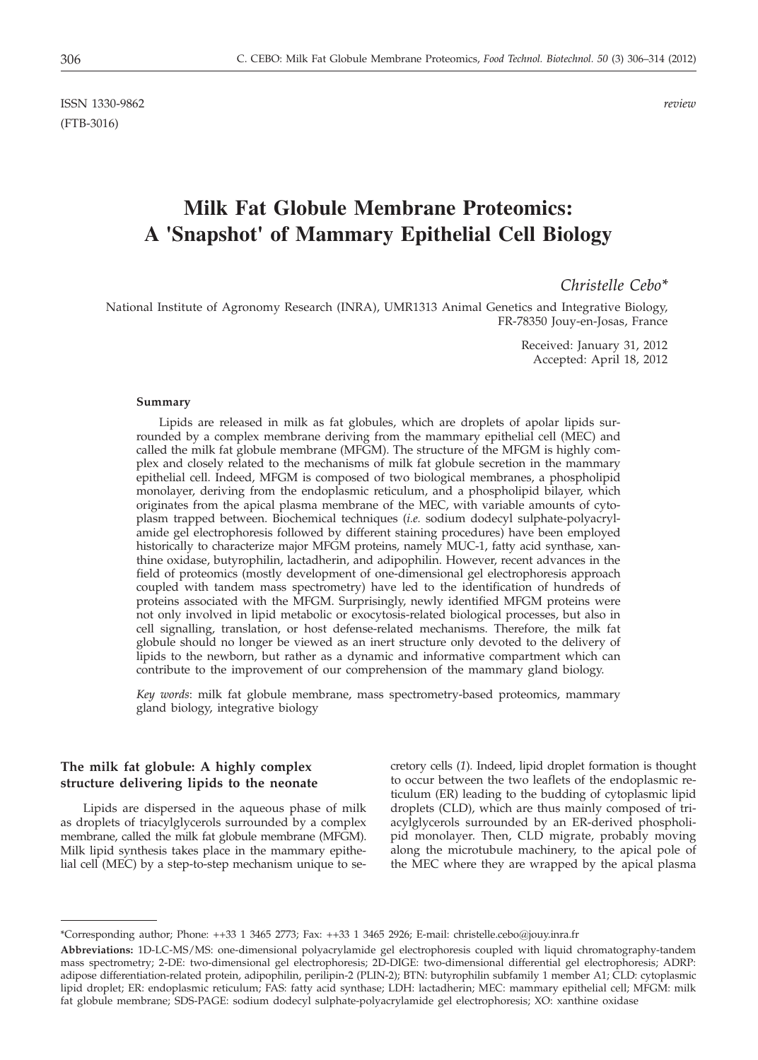ISSN 1330-9862 *review*
(FTB-3016)

# Milk Fat Globule Membrane Proteomics: A 'Snapshot' of Mammary Epithelial Cell Biology

*Christelle Cebo**

National Institute of Agronomy Research (INRA), UMR1313 Animal Genetics and Integrative Biology, FR-78350 Jouy-en-Josas, France

Received: January 31, 2012
Accepted: April 18, 2012

#### Summary

Lipids are released in milk as fat globules, which are droplets of apolar lipids surrounded by a complex membrane deriving from the mammary epithelial cell (MEC) and called the milk fat globule membrane (MFGM). The structure of the MFGM is highly complex and closely related to the mechanisms of milk fat globule secretion in the mammary epithelial cell. Indeed, MFGM is composed of two biological membranes, a phospholipid monolayer, deriving from the endoplasmic reticulum, and a phospholipid bilayer, which originates from the apical plasma membrane of the MEC, with variable amounts of cytoplasm trapped between. Biochemical techniques (*i.e.* sodium dodecyl sulphate-polyacrylamide gel electrophoresis followed by different staining procedures) have been employed historically to characterize major MFGM proteins, namely MUC-1, fatty acid synthase, xanthine oxidase, butyrophilin, lactadherin, and adipophilin. However, recent advances in the field of proteomics (mostly development of one-dimensional gel electrophoresis approach coupled with tandem mass spectrometry) have led to the identification of hundreds of proteins associated with the MFGM. Surprisingly, newly identified MFGM proteins were not only involved in lipid metabolic or exocytosis-related biological processes, but also in cell signalling, translation, or host defense-related mechanisms. Therefore, the milk fat globule should no longer be viewed as an inert structure only devoted to the delivery of lipids to the newborn, but rather as a dynamic and informative compartment which can contribute to the improvement of our comprehension of the mammary gland biology.

*Key words*: milk fat globule membrane, mass spectrometry-based proteomics, mammary gland biology, integrative biology

#### The milk fat globule: A highly complex structure delivering lipids to the neonate

Lipids are dispersed in the aqueous phase of milk as droplets of triacylglycerols surrounded by a complex membrane, called the milk fat globule membrane (MFGM). Milk lipid synthesis takes place in the mammary epithelial cell (MEC) by a step-to-step mechanism unique to secretory cells (*1*). Indeed, lipid droplet formation is thought to occur between the two leaflets of the endoplasmic reticulum (ER) leading to the budding of cytoplasmic lipid droplets (CLD), which are thus mainly composed of triacylglycerols surrounded by an ER-derived phospholipid monolayer. Then, CLD migrate, probably moving along the microtubule machinery, to the apical pole of the MEC where they are wrapped by the apical plasma

---

*Corresponding author; Phone: ++33 1 3465 2773; Fax: ++33 1 3465 2926; E-mail: christelle.cebo@jouy.inra.fr

**Abbreviations:** 1D-LC-MS/MS: one-dimensional polyacrylamide gel electrophoresis coupled with liquid chromatography-tandem mass spectrometry; 2-DE: two-dimensional gel electrophoresis; 2D-DIGE: two-dimensional differential gel electrophoresis; ADRP: adipose differentiation-related protein, adipophilin, perilipin-2 (PLIN-2); BTN: butyrophilin subfamily 1 member A1; CLD: cytoplasmic lipid droplet; ER: endoplasmic reticulum; FAS: fatty acid synthase; LDH: lactadherin; MEC: mammary epithelial cell; MFGM: milk fat globule membrane; SDS-PAGE: sodium dodecyl sulphate-polyacrylamide gel electrophoresis; XO: xanthine oxidase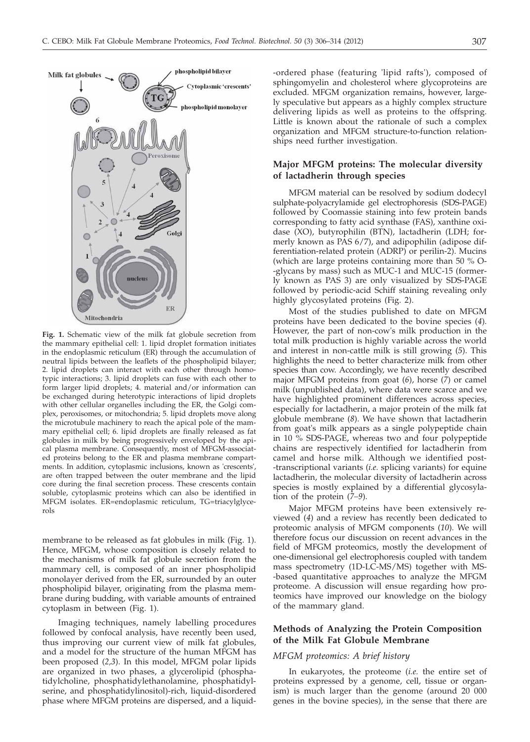**Fig. 1.** Schematic view of the milk fat globule secretion from the mammary epithelial cell: 1. lipid droplet formation initiates in the endoplasmic reticulum (ER) through the accumulation of neutral lipids between the leaflets of the phospholipid bilayer; 2. lipid droplets can interact with each other through homotypic interactions; 3. lipid droplets can fuse with each other to form larger lipid droplets; 4. material and/or information can be exchanged during heterotypic interactions of lipid droplets with other cellular organelles including the ER, the Golgi complex, peroxisomes, or mitochondria; 5. lipid droplets move along the microtubule machinery to reach the apical pole of the mammary epithelial cell; 6. lipid droplets are finally released as fat globules in milk by being progressively enveloped by the apical plasma membrane. Consequently, most of MFGM-associated proteins belong to the ER and plasma membrane compartments. In addition, cytoplasmic inclusions, known as 'crescents', are often trapped between the outer membrane and the lipid core during the final secretion process. These crescents contain soluble, cytoplasmic proteins which can also be identified in MFGM isolates. ER=endoplasmic reticulum, TG=triacylglycerols

membrane to be released as fat globules in milk (Fig. 1). Hence, MFGM, whose composition is closely related to the mechanisms of milk fat globule secretion from the mammary cell, is composed of an inner phospholipid monolayer derived from the ER, surrounded by an outer phospholipid bilayer, originating from the plasma membrane during budding, with variable amounts of entrained cytoplasm in between (Fig. 1).

Imaging techniques, namely labelling procedures followed by confocal analysis, have recently been used, thus improving our current view of milk fat globules, and a model for the structure of the human MFGM has been proposed (*2,3*). In this model, MFGM polar lipids are organized in two phases, a glycerolipid (phosphatidylcholine, phosphatidylethanolamine, phosphatidylserine, and phosphatidylinositol)-rich, liquid-disordered phase where MFGM proteins are dispersed, and a liquid-ordered phase (featuring 'lipid rafts'), composed of sphingomyelin and cholesterol where glycoproteins are excluded. MFGM organization remains, however, largely speculative but appears as a highly complex structure delivering lipids as well as proteins to the offspring. Little is known about the rationale of such a complex organization and MFGM structure-to-function relationships need further investigation.

### Major MFGM proteins: The molecular diversity of lactadherin through species

MFGM material can be resolved by sodium dodecyl sulphate-polyacrylamide gel electrophoresis (SDS-PAGE) followed by Coomassie staining into few protein bands corresponding to fatty acid synthase (FAS), xanthine oxidase (XO), butyrophilin (BTN), lactadherin (LDH; formerly known as PAS 6/7), and adipophilin (adipose differentiation-related protein (ADRP) or perilin-2). Mucins (which are large proteins containing more than 50 % O-glycans by mass) such as MUC-1 and MUC-15 (formerly known as PAS 3) are only visualized by SDS-PAGE followed by periodic-acid Schiff staining revealing only highly glycosylated proteins (Fig. 2).

Most of the studies published to date on MFGM proteins have been dedicated to the bovine species (*4*). However, the part of non-cow's milk production in the total milk production is highly variable across the world and interest in non-cattle milk is still growing (*5*). This highlights the need to better characterize milk from other species than cow. Accordingly, we have recently described major MFGM proteins from goat (*6*), horse (*7*) or camel milk (unpublished data), where data were scarce and we have highlighted prominent differences across species, especially for lactadherin, a major protein of the milk fat globule membrane (*8*). We have shown that lactadherin from goat's milk appears as a single polypeptide chain in 10 % SDS-PAGE, whereas two and four polypeptide chains are respectively identified for lactadherin from camel and horse milk. Although we identified post-transcriptional variants (*i.e.* splicing variants) for equine lactadherin, the molecular diversity of lactadherin across species is mostly explained by a differential glycosylation of the protein (*7–9*).

Major MFGM proteins have been extensively reviewed (*4*) and a review has recently been dedicated to proteomic analysis of MFGM components (*10*). We will therefore focus our discussion on recent advances in the field of MFGM proteomics, mostly the development of one-dimensional gel electrophoresis coupled with tandem mass spectrometry (1D-LC-MS/MS) together with MS-based quantitative approaches to analyze the MFGM proteome. A discussion will ensue regarding how proteomics have improved our knowledge on the biology of the mammary gland.

## Methods of Analyzing the Protein Composition of the Milk Fat Globule Membrane

### *MFGM proteomics: A brief history*

In eukaryotes, the proteome (*i.e.* the entire set of proteins expressed by a genome, cell, tissue or organism) is much larger than the genome (around 20 000 genes in the bovine species), in the sense that there are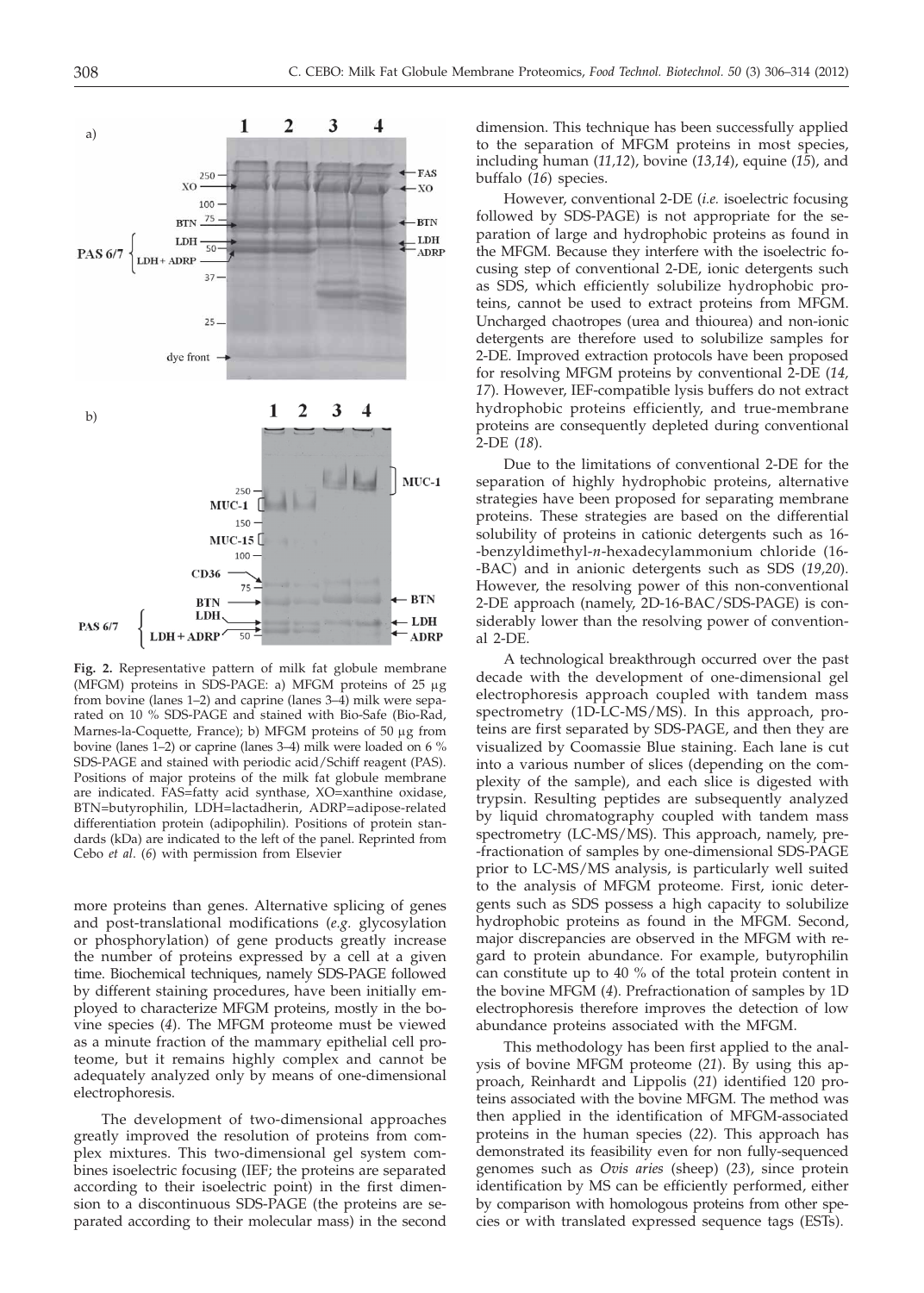**Fig. 2.** Representative pattern of milk fat globule membrane (MFGM) proteins in SDS-PAGE: a) MFGM proteins of 25 μg from bovine (lanes 1–2) and caprine (lanes 3–4) milk were separated on 10 % SDS-PAGE and stained with Bio-Safe (Bio-Rad, Marnes-la-Coquette, France); b) MFGM proteins of 50 μg from bovine (lanes 1–2) or caprine (lanes 3–4) milk were loaded on 6 % SDS-PAGE and stained with periodic acid/Schiff reagent (PAS). Positions of major proteins of the milk fat globule membrane are indicated. FAS=fatty acid synthase, XO=xanthine oxidase, BTN=butyrophilin, LDH=lactadherin, ADRP=adipose-related differentiation protein (adipophilin). Positions of protein standards (kDa) are indicated to the left of the panel. Reprinted from Cebo *et al.* (*6*) with permission from Elsevier

more proteins than genes. Alternative splicing of genes and post-translational modifications (*e.g.* glycosylation or phosphorylation) of gene products greatly increase the number of proteins expressed by a cell at a given time. Biochemical techniques, namely SDS-PAGE followed by different staining procedures, have been initially employed to characterize MFGM proteins, mostly in the bovine species (*4*). The MFGM proteome must be viewed as a minute fraction of the mammary epithelial cell proteome, but it remains highly complex and cannot be adequately analyzed only by means of one-dimensional electrophoresis.

The development of two-dimensional approaches greatly improved the resolution of proteins from complex mixtures. This two-dimensional gel system combines isoelectric focusing (IEF; the proteins are separated according to their isoelectric point) in the first dimension to a discontinuous SDS-PAGE (the proteins are separated according to their molecular mass) in the second dimension. This technique has been successfully applied to the separation of MFGM proteins in most species, including human (*11,12*), bovine (*13,14*), equine (*15*), and buffalo (*16*) species.

However, conventional 2-DE (*i.e.* isoelectric focusing followed by SDS-PAGE) is not appropriate for the separation of large and hydrophobic proteins as found in the MFGM. Because they interfere with the isoelectric focusing step of conventional 2-DE, ionic detergents such as SDS, which efficiently solubilize hydrophobic proteins, cannot be used to extract proteins from MFGM. Uncharged chaotropes (urea and thiourea) and non-ionic detergents are therefore used to solubilize samples for 2-DE. Improved extraction protocols have been proposed for resolving MFGM proteins by conventional 2-DE (*14, 17*). However, IEF-compatible lysis buffers do not extract hydrophobic proteins efficiently, and true-membrane proteins are consequently depleted during conventional 2-DE (*18*).

Due to the limitations of conventional 2-DE for the separation of highly hydrophobic proteins, alternative strategies have been proposed for separating membrane proteins. These strategies are based on the differential solubility of proteins in cationic detergents such as 16-benzyldimethyl-*n*-hexadecylammonium chloride (16-BAC) and in anionic detergents such as SDS (*19,20*). However, the resolving power of this non-conventional 2-DE approach (namely, 2D-16-BAC/SDS-PAGE) is considerably lower than the resolving power of conventional 2-DE.

A technological breakthrough occurred over the past decade with the development of one-dimensional gel electrophoresis approach coupled with tandem mass spectrometry (1D-LC-MS/MS). In this approach, proteins are first separated by SDS-PAGE, and then they are visualized by Coomassie Blue staining. Each lane is cut into a various number of slices (depending on the complexity of the sample), and each slice is digested with trypsin. Resulting peptides are subsequently analyzed by liquid chromatography coupled with tandem mass spectrometry (LC-MS/MS). This approach, namely, pre-fractionation of samples by one-dimensional SDS-PAGE prior to LC-MS/MS analysis, is particularly well suited to the analysis of MFGM proteome. First, ionic detergents such as SDS possess a high capacity to solubilize hydrophobic proteins as found in the MFGM. Second, major discrepancies are observed in the MFGM with regard to protein abundance. For example, butyrophilin can constitute up to 40 % of the total protein content in the bovine MFGM (*4*). Prefractionation of samples by 1D electrophoresis therefore improves the detection of low abundance proteins associated with the MFGM.

This methodology has been first applied to the analysis of bovine MFGM proteome (*21*). By using this approach, Reinhardt and Lippolis (*21*) identified 120 proteins associated with the bovine MFGM. The method was then applied in the identification of MFGM-associated proteins in the human species (*22*). This approach has demonstrated its feasibility even for non fully-sequenced genomes such as *Ovis aries* (sheep) (*23*), since protein identification by MS can be efficiently performed, either by comparison with homologous proteins from other species or with translated expressed sequence tags (ESTs).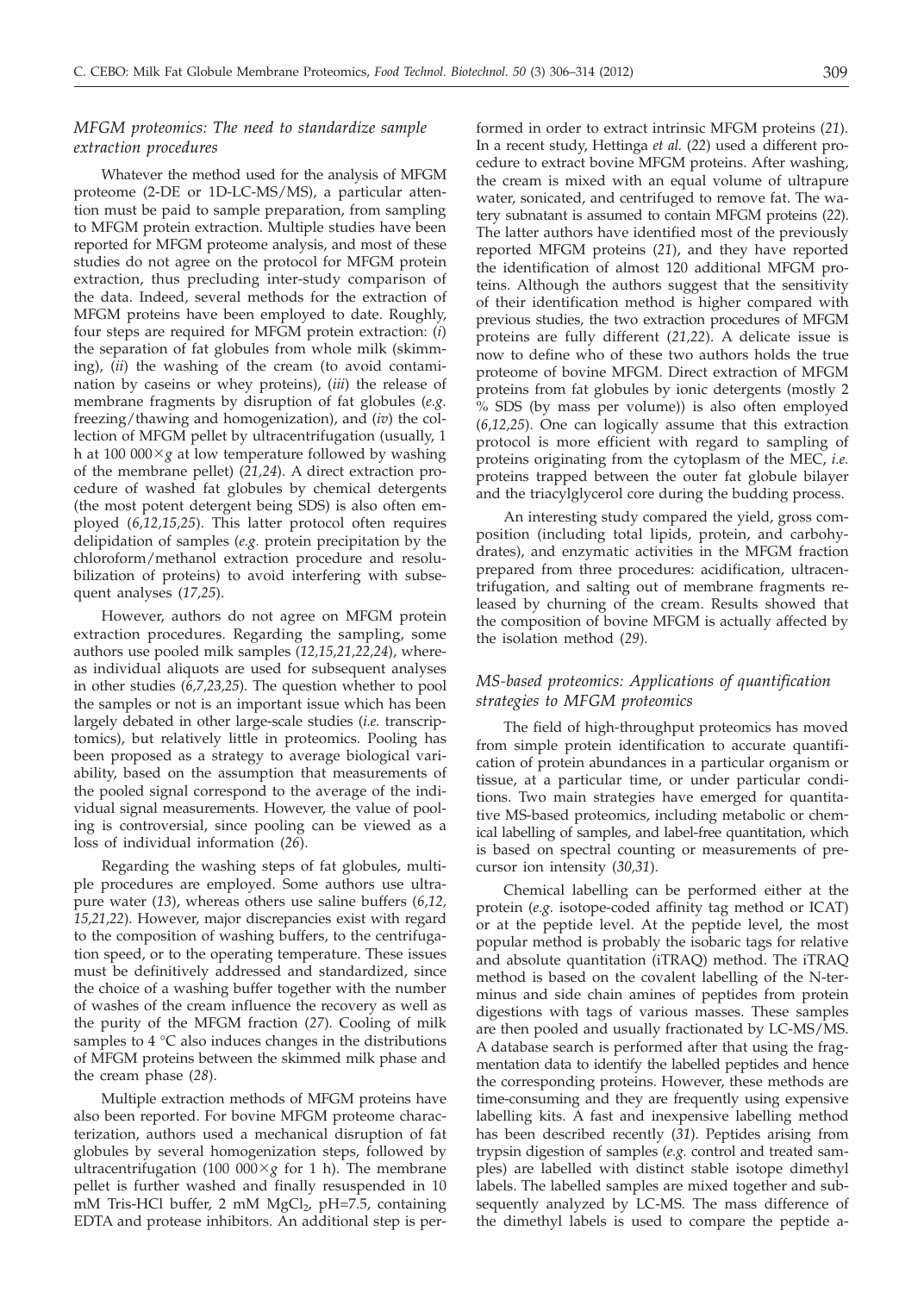### *MFGM proteomics: The need to standardize sample extraction procedures*

Whatever the method used for the analysis of MFGM proteome (2-DE or 1D-LC-MS/MS), a particular attention must be paid to sample preparation, from sampling to MFGM protein extraction. Multiple studies have been reported for MFGM proteome analysis, and most of these studies do not agree on the protocol for MFGM protein extraction, thus precluding inter-study comparison of the data. Indeed, several methods for the extraction of MFGM proteins have been employed to date. Roughly, four steps are required for MFGM protein extraction: (*i*) the separation of fat globules from whole milk (skimming), (*ii*) the washing of the cream (to avoid contamination by caseins or whey proteins), (*iii*) the release of membrane fragments by disruption of fat globules (*e.g.* freezing/thawing and homogenization), and (*iv*) the collection of MFGM pellet by ultracentrifugation (usually, 1 h at 100 000×*g* at low temperature followed by washing of the membrane pellet) (*21,24*). A direct extraction procedure of washed fat globules by chemical detergents (the most potent detergent being SDS) is also often employed (*6,12,15,25*). This latter protocol often requires delipidation of samples (*e.g.* protein precipitation by the chloroform/methanol extraction procedure and resolubilization of proteins) to avoid interfering with subsequent analyses (*17,25*).

However, authors do not agree on MFGM protein extraction procedures. Regarding the sampling, some authors use pooled milk samples (*12,15,21,22,24*), whereas individual aliquots are used for subsequent analyses in other studies (*6,7,23,25*). The question whether to pool the samples or not is an important issue which has been largely debated in other large-scale studies (*i.e.* transcriptomics), but relatively little in proteomics. Pooling has been proposed as a strategy to average biological variability, based on the assumption that measurements of the pooled signal correspond to the average of the individual signal measurements. However, the value of pooling is controversial, since pooling can be viewed as a loss of individual information (*26*).

Regarding the washing steps of fat globules, multiple procedures are employed. Some authors use ultrapure water (*13*), whereas others use saline buffers (*6,12, 15,21,22*). However, major discrepancies exist with regard to the composition of washing buffers, to the centrifugation speed, or to the operating temperature. These issues must be definitively addressed and standardized, since the choice of a washing buffer together with the number of washes of the cream influence the recovery as well as the purity of the MFGM fraction (*27*). Cooling of milk samples to 4 °C also induces changes in the distributions of MFGM proteins between the skimmed milk phase and the cream phase (*28*).

Multiple extraction methods of MFGM proteins have also been reported. For bovine MFGM proteome characterization, authors used a mechanical disruption of fat globules by several homogenization steps, followed by ultracentrifugation (100 000×*g* for 1 h). The membrane pellet is further washed and finally resuspended in 10 mM Tris-HCl buffer, 2 mM $MgCl_2$, pH=7.5, containing EDTA and protease inhibitors. An additional step is performed in order to extract intrinsic MFGM proteins (*21*). In a recent study, Hettinga *et al.* (*22*) used a different procedure to extract bovine MFGM proteins. After washing, the cream is mixed with an equal volume of ultrapure water, sonicated, and centrifuged to remove fat. The watery subnatant is assumed to contain MFGM proteins (*22*). The latter authors have identified most of the previously reported MFGM proteins (*21*), and they have reported the identification of almost 120 additional MFGM proteins. Although the authors suggest that the sensitivity of their identification method is higher compared with previous studies, the two extraction procedures of MFGM proteins are fully different (*21,22*). A delicate issue is now to define who of these two authors holds the true proteome of bovine MFGM. Direct extraction of MFGM proteins from fat globules by ionic detergents (mostly 2 % SDS (by mass per volume)) is also often employed (*6,12,25*). One can logically assume that this extraction protocol is more efficient with regard to sampling of proteins originating from the cytoplasm of the MEC, *i.e.* proteins trapped between the outer fat globule bilayer and the triacylglycerol core during the budding process.

An interesting study compared the yield, gross composition (including total lipids, protein, and carbohydrates), and enzymatic activities in the MFGM fraction prepared from three procedures: acidification, ultracentrifugation, and salting out of membrane fragments released by churning of the cream. Results showed that the composition of bovine MFGM is actually affected by the isolation method (*29*).

### *MS-based proteomics: Applications of quantification strategies to MFGM proteomics*

The field of high-throughput proteomics has moved from simple protein identification to accurate quantification of protein abundances in a particular organism or tissue, at a particular time, or under particular conditions. Two main strategies have emerged for quantitative MS-based proteomics, including metabolic or chemical labelling of samples, and label-free quantitation, which is based on spectral counting or measurements of precursor ion intensity (*30,31*).

Chemical labelling can be performed either at the protein (*e.g.* isotope-coded affinity tag method or ICAT) or at the peptide level. At the peptide level, the most popular method is probably the isobaric tags for relative and absolute quantitation (iTRAQ) method. The iTRAQ method is based on the covalent labelling of the N-terminus and side chain amines of peptides from protein digestions with tags of various masses. These samples are then pooled and usually fractionated by LC-MS/MS. A database search is performed after that using the fragmentation data to identify the labelled peptides and hence the corresponding proteins. However, these methods are time-consuming and they are frequently using expensive labelling kits. A fast and inexpensive labelling method has been described recently (*31*). Peptides arising from trypsin digestion of samples (*e.g.* control and treated samples) are labelled with distinct stable isotope dimethyl labels. The labelled samples are mixed together and subsequently analyzed by LC-MS. The mass difference of the dimethyl labels is used to compare the peptide a-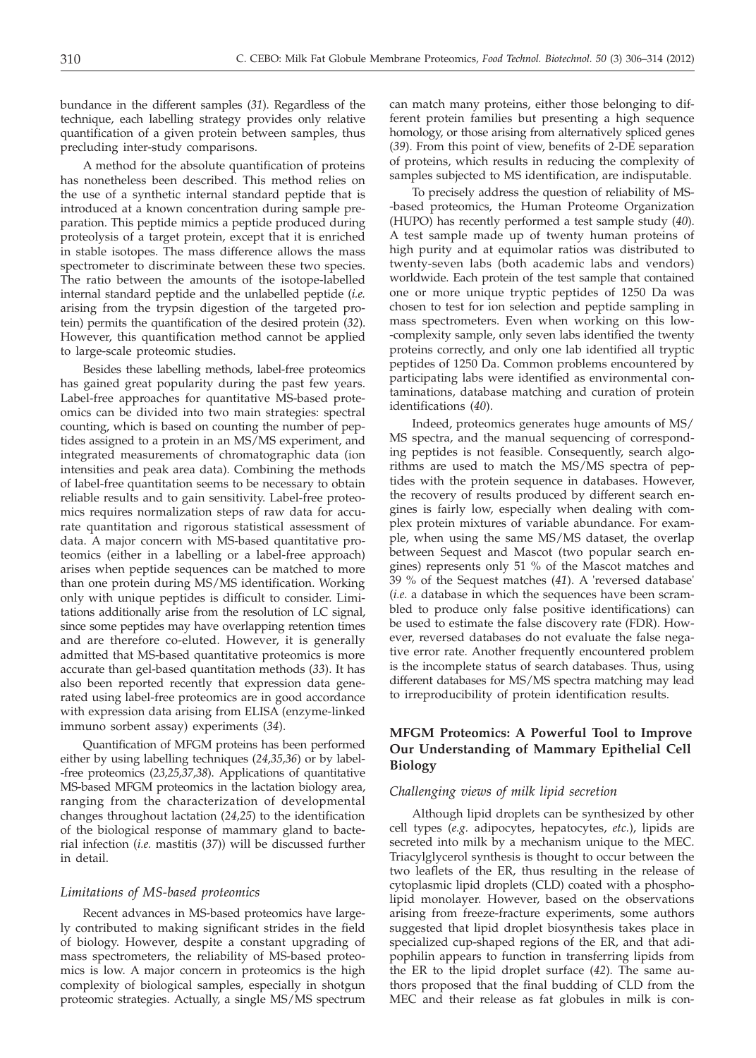bundance in the different samples (*31*). Regardless of the technique, each labelling strategy provides only relative quantification of a given protein between samples, thus precluding inter-study comparisons.

A method for the absolute quantification of proteins has nonetheless been described. This method relies on the use of a synthetic internal standard peptide that is introduced at a known concentration during sample preparation. This peptide mimics a peptide produced during proteolysis of a target protein, except that it is enriched in stable isotopes. The mass difference allows the mass spectrometer to discriminate between these two species. The ratio between the amounts of the isotope-labelled internal standard peptide and the unlabelled peptide (*i.e.* arising from the trypsin digestion of the targeted protein) permits the quantification of the desired protein (*32*). However, this quantification method cannot be applied to large-scale proteomic studies.

Besides these labelling methods, label-free proteomics has gained great popularity during the past few years. Label-free approaches for quantitative MS-based proteomics can be divided into two main strategies: spectral counting, which is based on counting the number of peptides assigned to a protein in an MS/MS experiment, and integrated measurements of chromatographic data (ion intensities and peak area data). Combining the methods of label-free quantitation seems to be necessary to obtain reliable results and to gain sensitivity. Label-free proteomics requires normalization steps of raw data for accurate quantitation and rigorous statistical assessment of data. A major concern with MS-based quantitative proteomics (either in a labelling or a label-free approach) arises when peptide sequences can be matched to more than one protein during MS/MS identification. Working only with unique peptides is difficult to consider. Limitations additionally arise from the resolution of LC signal, since some peptides may have overlapping retention times and are therefore co-eluted. However, it is generally admitted that MS-based quantitative proteomics is more accurate than gel-based quantitation methods (*33*). It has also been reported recently that expression data generated using label-free proteomics are in good accordance with expression data arising from ELISA (enzyme-linked immuno sorbent assay) experiments (*34*).

Quantification of MFGM proteins has been performed either by using labelling techniques (*24,35,36*) or by label-free proteomics (*23,25,37,38*). Applications of quantitative MS-based MFGM proteomics in the lactation biology area, ranging from the characterization of developmental changes throughout lactation (*24,25*) to the identification of the biological response of mammary gland to bacterial infection (*i.e.* mastitis (*37*)) will be discussed further in detail.

### *Limitations of MS-based proteomics*

Recent advances in MS-based proteomics have largely contributed to making significant strides in the field of biology. However, despite a constant upgrading of mass spectrometers, the reliability of MS-based proteomics is low. A major concern in proteomics is the high complexity of biological samples, especially in shotgun proteomic strategies. Actually, a single MS/MS spectrum can match many proteins, either those belonging to different protein families but presenting a high sequence homology, or those arising from alternatively spliced genes (*39*). From this point of view, benefits of 2-DE separation of proteins, which results in reducing the complexity of samples subjected to MS identification, are indisputable.

To precisely address the question of reliability of MS-based proteomics, the Human Proteome Organization (HUPO) has recently performed a test sample study (*40*). A test sample made up of twenty human proteins of high purity and at equimolar ratios was distributed to twenty-seven labs (both academic labs and vendors) worldwide. Each protein of the test sample that contained one or more unique tryptic peptides of 1250 Da was chosen to test for ion selection and peptide sampling in mass spectrometers. Even when working on this low-complexity sample, only seven labs identified the twenty proteins correctly, and only one lab identified all tryptic peptides of 1250 Da. Common problems encountered by participating labs were identified as environmental contaminations, database matching and curation of protein identifications (*40*).

Indeed, proteomics generates huge amounts of MS/MS spectra, and the manual sequencing of corresponding peptides is not feasible. Consequently, search algorithms are used to match the MS/MS spectra of peptides with the protein sequence in databases. However, the recovery of results produced by different search engines is fairly low, especially when dealing with complex protein mixtures of variable abundance. For example, when using the same MS/MS dataset, the overlap between Sequest and Mascot (two popular search engines) represents only 51 % of the Mascot matches and 39 % of the Sequest matches (*41*). A 'reversed database' (*i.e.* a database in which the sequences have been scrambled to produce only false positive identifications) can be used to estimate the false discovery rate (FDR). However, reversed databases do not evaluate the false negative error rate. Another frequently encountered problem is the incomplete status of search databases. Thus, using different databases for MS/MS spectra matching may lead to irreproducibility of protein identification results.

## MFGM Proteomics: A Powerful Tool to Improve Our Understanding of Mammary Epithelial Cell Biology

### *Challenging views of milk lipid secretion*

Although lipid droplets can be synthesized by other cell types (*e.g.* adipocytes, hepatocytes, *etc.*), lipids are secreted into milk by a mechanism unique to the MEC. Triacylglycerol synthesis is thought to occur between the two leaflets of the ER, thus resulting in the release of cytoplasmic lipid droplets (CLD) coated with a phospholipid monolayer. However, based on the observations arising from freeze-fracture experiments, some authors suggested that lipid droplet biosynthesis takes place in specialized cup-shaped regions of the ER, and that adipophilin appears to function in transferring lipids from the ER to the lipid droplet surface (*42*). The same authors proposed that the final budding of CLD from the MEC and their release as fat globules in milk is con-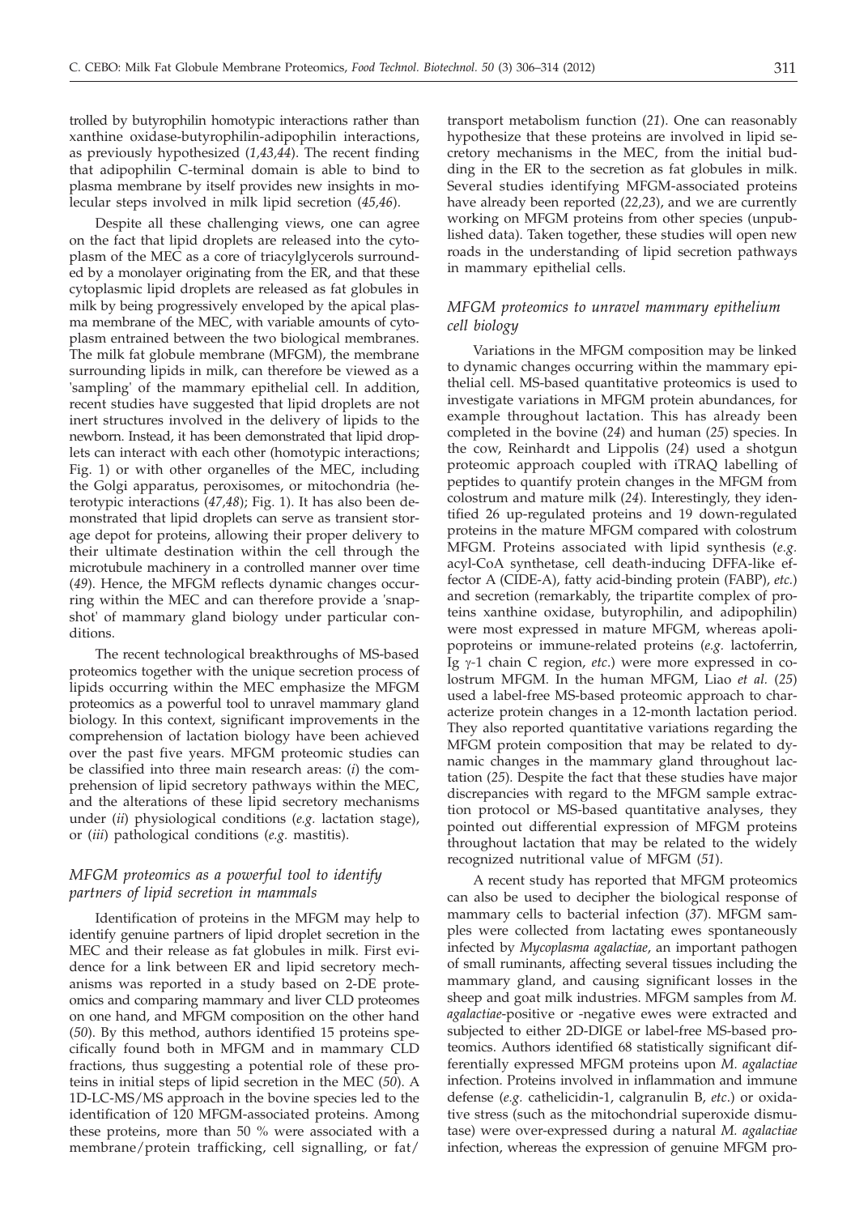trolled by butyrophilin homotypic interactions rather than xanthine oxidase-butyrophilin-adipophilin interactions, as previously hypothesized (*1,43,44*). The recent finding that adipophilin C-terminal domain is able to bind to plasma membrane by itself provides new insights in molecular steps involved in milk lipid secretion (*45,46*).

Despite all these challenging views, one can agree on the fact that lipid droplets are released into the cytoplasm of the MEC as a core of triacylglycerols surrounded by a monolayer originating from the ER, and that these cytoplasmic lipid droplets are released as fat globules in milk by being progressively enveloped by the apical plasma membrane of the MEC, with variable amounts of cytoplasm entrained between the two biological membranes. The milk fat globule membrane (MFGM), the membrane surrounding lipids in milk, can therefore be viewed as a 'sampling' of the mammary epithelial cell. In addition, recent studies have suggested that lipid droplets are not inert structures involved in the delivery of lipids to the newborn. Instead, it has been demonstrated that lipid droplets can interact with each other (homotypic interactions; Fig. 1) or with other organelles of the MEC, including the Golgi apparatus, peroxisomes, or mitochondria (heterotypic interactions (*47,48*); Fig. 1). It has also been demonstrated that lipid droplets can serve as transient storage depot for proteins, allowing their proper delivery to their ultimate destination within the cell through the microtubule machinery in a controlled manner over time (*49*). Hence, the MFGM reflects dynamic changes occurring within the MEC and can therefore provide a 'snapshot' of mammary gland biology under particular conditions.

The recent technological breakthroughs of MS-based proteomics together with the unique secretion process of lipids occurring within the MEC emphasize the MFGM proteomics as a powerful tool to unravel mammary gland biology. In this context, significant improvements in the comprehension of lactation biology have been achieved over the past five years. MFGM proteomic studies can be classified into three main research areas: (*i*) the comprehension of lipid secretory pathways within the MEC, and the alterations of these lipid secretory mechanisms under (*ii*) physiological conditions (*e.g.* lactation stage), or (*iii*) pathological conditions (*e.g.* mastitis).

### *MFGM proteomics as a powerful tool to identify partners of lipid secretion in mammals*

Identification of proteins in the MFGM may help to identify genuine partners of lipid droplet secretion in the MEC and their release as fat globules in milk. First evidence for a link between ER and lipid secretory mechanisms was reported in a study based on 2-DE proteomics and comparing mammary and liver CLD proteomes on one hand, and MFGM composition on the other hand (*50*). By this method, authors identified 15 proteins specifically found both in MFGM and in mammary CLD fractions, thus suggesting a potential role of these proteins in initial steps of lipid secretion in the MEC (*50*). A 1D-LC-MS/MS approach in the bovine species led to the identification of 120 MFGM-associated proteins. Among these proteins, more than 50 % were associated with a membrane/protein trafficking, cell signalling, or fat/transport metabolism function (*21*). One can reasonably hypothesize that these proteins are involved in lipid secretory mechanisms in the MEC, from the initial budding in the ER to the secretion as fat globules in milk. Several studies identifying MFGM-associated proteins have already been reported (*22,23*), and we are currently working on MFGM proteins from other species (unpublished data). Taken together, these studies will open new roads in the understanding of lipid secretion pathways in mammary epithelial cells.

### *MFGM proteomics to unravel mammary epithelium cell biology*

Variations in the MFGM composition may be linked to dynamic changes occurring within the mammary epithelial cell. MS-based quantitative proteomics is used to investigate variations in MFGM protein abundances, for example throughout lactation. This has already been completed in the bovine (*24*) and human (*25*) species. In the cow, Reinhardt and Lippolis (*24*) used a shotgun proteomic approach coupled with iTRAQ labelling of peptides to quantify protein changes in the MFGM from colostrum and mature milk (*24*). Interestingly, they identified 26 up-regulated proteins and 19 down-regulated proteins in the mature MFGM compared with colostrum MFGM. Proteins associated with lipid synthesis (*e.g.* acyl-CoA synthetase, cell death-inducing DFFA-like effector A (CIDE-A), fatty acid-binding protein (FABP), *etc.*) and secretion (remarkably, the tripartite complex of proteins xanthine oxidase, butyrophilin, and adipophilin) were most expressed in mature MFGM, whereas apolipoproteins or immune-related proteins (*e.g.* lactoferrin, Ig γ-1 chain C region, *etc.*) were more expressed in colostrum MFGM. In the human MFGM, Liao *et al.* (*25*) used a label-free MS-based proteomic approach to characterize protein changes in a 12-month lactation period. They also reported quantitative variations regarding the MFGM protein composition that may be related to dynamic changes in the mammary gland throughout lactation (*25*). Despite the fact that these studies have major discrepancies with regard to the MFGM sample extraction protocol or MS-based quantitative analyses, they pointed out differential expression of MFGM proteins throughout lactation that may be related to the widely recognized nutritional value of MFGM (*51*).

A recent study has reported that MFGM proteomics can also be used to decipher the biological response of mammary cells to bacterial infection (*37*). MFGM samples were collected from lactating ewes spontaneously infected by *Mycoplasma agalactiae*, an important pathogen of small ruminants, affecting several tissues including the mammary gland, and causing significant losses in the sheep and goat milk industries. MFGM samples from *M. agalactiae*-positive or -negative ewes were extracted and subjected to either 2D-DIGE or label-free MS-based proteomics. Authors identified 68 statistically significant differentially expressed MFGM proteins upon *M. agalactiae* infection. Proteins involved in inflammation and immune defense (*e.g.* cathelicidin-1, calgranulin B, *etc.*) or oxidative stress (such as the mitochondrial superoxide dismutase) were over-expressed during a natural *M. agalactiae* infection, whereas the expression of genuine MFGM pro-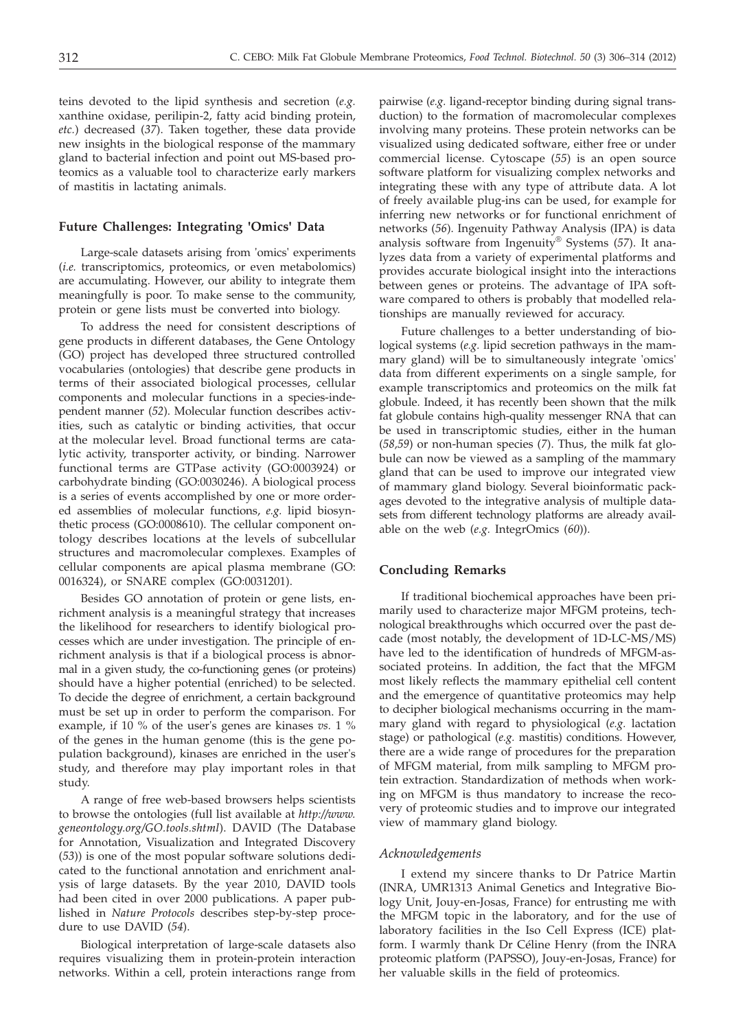teins devoted to the lipid synthesis and secretion (*e.g.* xanthine oxidase, perilipin-2, fatty acid binding protein, *etc.*) decreased (*37*). Taken together, these data provide new insights in the biological response of the mammary gland to bacterial infection and point out MS-based proteomics as a valuable tool to characterize early markers of mastitis in lactating animals.

## Future Challenges: Integrating 'Omics' Data

Large-scale datasets arising from 'omics' experiments (*i.e.* transcriptomics, proteomics, or even metabolomics) are accumulating. However, our ability to integrate them meaningfully is poor. To make sense to the community, protein or gene lists must be converted into biology.

To address the need for consistent descriptions of gene products in different databases, the Gene Ontology (GO) project has developed three structured controlled vocabularies (ontologies) that describe gene products in terms of their associated biological processes, cellular components and molecular functions in a species-independent manner (*52*). Molecular function describes activities, such as catalytic or binding activities, that occur at the molecular level. Broad functional terms are catalytic activity, transporter activity, or binding. Narrower functional terms are GTPase activity (GO:0003924) or carbohydrate binding (GO:0030246). A biological process is a series of events accomplished by one or more ordered assemblies of molecular functions, *e.g.* lipid biosynthetic process (GO:0008610). The cellular component ontology describes locations at the levels of subcellular structures and macromolecular complexes. Examples of cellular components are apical plasma membrane (GO:0016324), or SNARE complex (GO:0031201).

Besides GO annotation of protein or gene lists, enrichment analysis is a meaningful strategy that increases the likelihood for researchers to identify biological processes which are under investigation. The principle of enrichment analysis is that if a biological process is abnormal in a given study, the co-functioning genes (or proteins) should have a higher potential (enriched) to be selected. To decide the degree of enrichment, a certain background must be set up in order to perform the comparison. For example, if 10 % of the user's genes are kinases *vs.* 1 % of the genes in the human genome (this is the gene population background), kinases are enriched in the user's study, and therefore may play important roles in that study.

A range of free web-based browsers helps scientists to browse the ontologies (full list available at *http://www.geneontology.org/GO.tools.shtml*). DAVID (The Database for Annotation, Visualization and Integrated Discovery (*53*)) is one of the most popular software solutions dedicated to the functional annotation and enrichment analysis of large datasets. By the year 2010, DAVID tools had been cited in over 2000 publications. A paper published in *Nature Protocols* describes step-by-step procedure to use DAVID (*54*).

Biological interpretation of large-scale datasets also requires visualizing them in protein-protein interaction networks. Within a cell, protein interactions range from pairwise (*e.g.* ligand-receptor binding during signal transduction) to the formation of macromolecular complexes involving many proteins. These protein networks can be visualized using dedicated software, either free or under commercial license. Cytoscape (*55*) is an open source software platform for visualizing complex networks and integrating these with any type of attribute data. A lot of freely available plug-ins can be used, for example for inferring new networks or for functional enrichment of networks (*56*). Ingenuity Pathway Analysis (IPA) is data analysis software from Ingenuity® Systems (*57*). It analyzes data from a variety of experimental platforms and provides accurate biological insight into the interactions between genes or proteins. The advantage of IPA software compared to others is probably that modelled relationships are manually reviewed for accuracy.

Future challenges to a better understanding of biological systems (*e.g.* lipid secretion pathways in the mammary gland) will be to simultaneously integrate 'omics' data from different experiments on a single sample, for example transcriptomics and proteomics on the milk fat globule. Indeed, it has recently been shown that the milk fat globule contains high-quality messenger RNA that can be used in transcriptomic studies, either in the human (*58,59*) or non-human species (*7*). Thus, the milk fat globule can now be viewed as a sampling of the mammary gland that can be used to improve our integrated view of mammary gland biology. Several bioinformatic packages devoted to the integrative analysis of multiple datasets from different technology platforms are already available on the web (*e.g.* IntegrOmics (*60*)).

## Concluding Remarks

If traditional biochemical approaches have been primarily used to characterize major MFGM proteins, technological breakthroughs which occurred over the past decade (most notably, the development of 1D-LC-MS/MS) have led to the identification of hundreds of MFGM-associated proteins. In addition, the fact that the MFGM most likely reflects the mammary epithelial cell content and the emergence of quantitative proteomics may help to decipher biological mechanisms occurring in the mammary gland with regard to physiological (*e.g.* lactation stage) or pathological (*e.g.* mastitis) conditions. However, there are a wide range of procedures for the preparation of MFGM material, from milk sampling to MFGM protein extraction. Standardization of methods when working on MFGM is thus mandatory to increase the recovery of proteomic studies and to improve our integrated view of mammary gland biology.

### *Acknowledgements*

I extend my sincere thanks to Dr Patrice Martin (INRA, UMR1313 Animal Genetics and Integrative Biology Unit, Jouy-en-Josas, France) for entrusting me with the MFGM topic in the laboratory, and for the use of laboratory facilities in the Iso Cell Express (ICE) platform. I warmly thank Dr Céline Henry (from the INRA proteomic platform (PAPSSO), Jouy-en-Josas, France) for her valuable skills in the field of proteomics.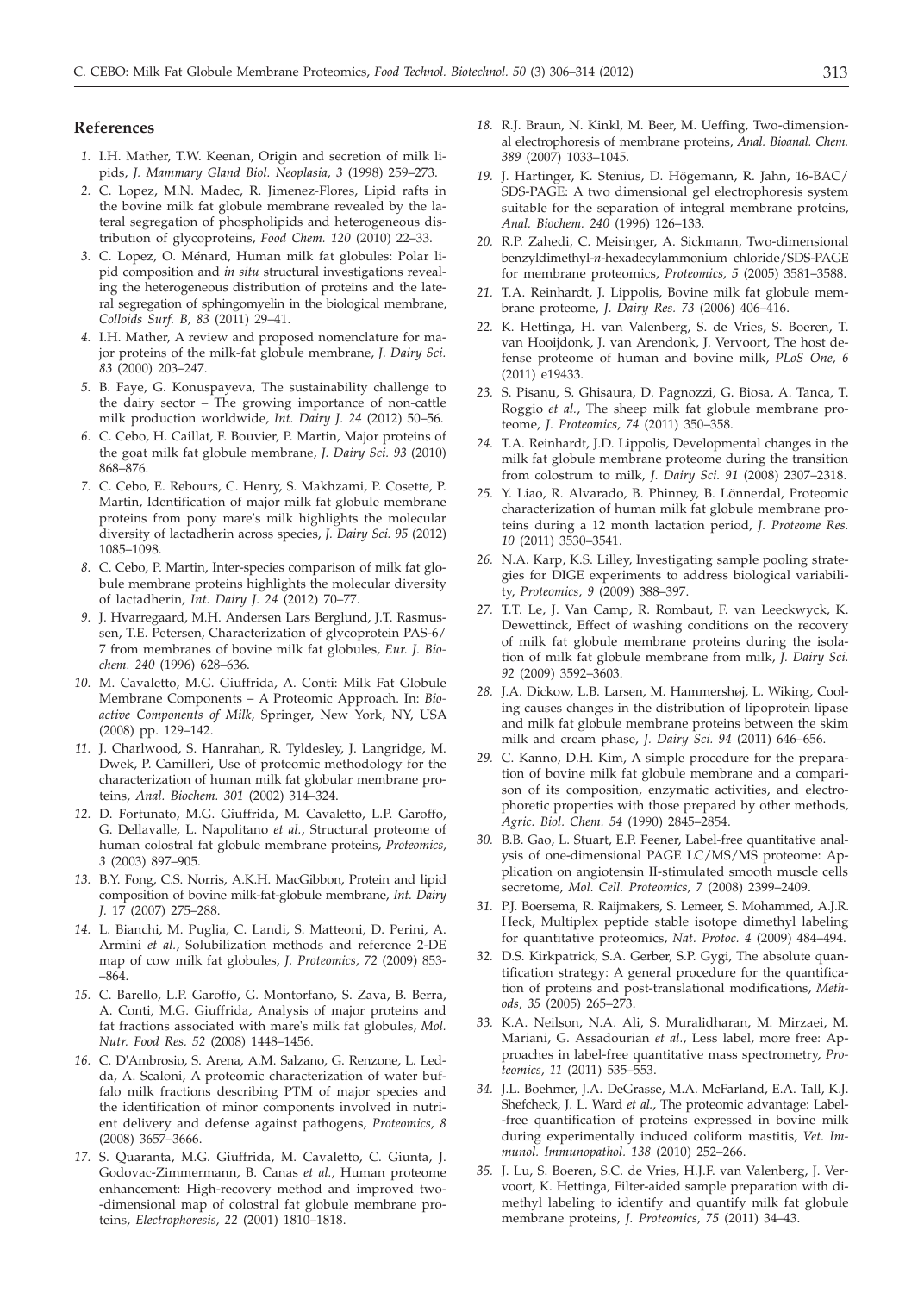## References

1. I.H. Mather, T.W. Keenan, Origin and secretion of milk lipids, *J. Mammary Gland Biol. Neoplasia, 3* (1998) 259–273.
2. C. Lopez, M.N. Madec, R. Jimenez-Flores, Lipid rafts in the bovine milk fat globule membrane revealed by the lateral segregation of phospholipids and heterogeneous distribution of glycoproteins, *Food Chem. 120* (2010) 22–33.
3. C. Lopez, O. Ménard, Human milk fat globules: Polar lipid composition and *in situ* structural investigations revealing the heterogeneous distribution of proteins and the lateral segregation of sphingomyelin in the biological membrane, *Colloids Surf. B, 83* (2011) 29–41.
4. I.H. Mather, A review and proposed nomenclature for major proteins of the milk-fat globule membrane, *J. Dairy Sci. 83* (2000) 203–247.
5. B. Faye, G. Konuspayeva, The sustainability challenge to the dairy sector – The growing importance of non-cattle milk production worldwide, *Int. Dairy J. 24* (2012) 50–56.
6. C. Cebo, H. Caillat, F. Bouvier, P. Martin, Major proteins of the goat milk fat globule membrane, *J. Dairy Sci. 93* (2010) 868–876.
7. C. Cebo, E. Rebours, C. Henry, S. Makhzami, P. Cosette, P. Martin, Identification of major milk fat globule membrane proteins from pony mare's milk highlights the molecular diversity of lactadherin across species, *J. Dairy Sci. 95* (2012) 1085–1098.
8. C. Cebo, P. Martin, Inter-species comparison of milk fat globule membrane proteins highlights the molecular diversity of lactadherin, *Int. Dairy J. 24* (2012) 70–77.
9. J. Hvarregaard, M.H. Andersen Lars Berglund, J.T. Rasmussen, T.E. Petersen, Characterization of glycoprotein PAS-6/7 from membranes of bovine milk fat globules, *Eur. J. Biochem. 240* (1996) 628–636.
10. M. Cavaletto, M.G. Giuffrida, A. Conti: Milk Fat Globule Membrane Components – A Proteomic Approach. In: *Bioactive Components of Milk*, Springer, New York, NY, USA (2008) pp. 129–142.
11. J. Charlwood, S. Hanrahan, R. Tyldesley, J. Langridge, M. Dwek, P. Camilleri, Use of proteomic methodology for the characterization of human milk fat globular membrane proteins, *Anal. Biochem. 301* (2002) 314–324.
12. D. Fortunato, M.G. Giuffrida, M. Cavaletto, L.P. Garoffo, G. Dellavalle, L. Napolitano *et al.*, Structural proteome of human colostral fat globule membrane proteins, *Proteomics, 3* (2003) 897–905.
13. B.Y. Fong, C.S. Norris, A.K.H. MacGibbon, Protein and lipid composition of bovine milk-fat-globule membrane, *Int. Dairy J.* 17 (2007) 275–288.
14. L. Bianchi, M. Puglia, C. Landi, S. Matteoni, D. Perini, A. Armini *et al.*, Solubilization methods and reference 2-DE map of cow milk fat globules, *J. Proteomics, 72* (2009) 853–864.
15. C. Barello, L.P. Garoffo, G. Montorfano, S. Zava, B. Berra, A. Conti, M.G. Giuffrida, Analysis of major proteins and fat fractions associated with mare's milk fat globules, *Mol. Nutr. Food Res. 52* (2008) 1448–1456.
16. C. D'Ambrosio, S. Arena, A.M. Salzano, G. Renzone, L. Ledda, A. Scaloni, A proteomic characterization of water buffalo milk fractions describing PTM of major species and the identification of minor components involved in nutrient delivery and defense against pathogens, *Proteomics, 8* (2008) 3657–3666.
17. S. Quaranta, M.G. Giuffrida, M. Cavaletto, C. Giunta, J. Godovac-Zimmermann, B. Canas *et al.*, Human proteome enhancement: High-recovery method and improved two-dimensional map of colostral fat globule membrane proteins, *Electrophoresis, 22* (2001) 1810–1818.
18. R.J. Braun, N. Kinkl, M. Beer, M. Ueffing, Two-dimensional electrophoresis of membrane proteins, *Anal. Bioanal. Chem. 389* (2007) 1033–1045.
19. J. Hartinger, K. Stenius, D. Högemann, R. Jahn, 16-BAC/SDS-PAGE: A two dimensional gel electrophoresis system suitable for the separation of integral membrane proteins, *Anal. Biochem. 240* (1996) 126–133.
20. R.P. Zahedi, C. Meisinger, A. Sickmann, Two-dimensional benzyldimethyl-*n*-hexadecylammonium chloride/SDS-PAGE for membrane proteomics, *Proteomics, 5* (2005) 3581–3588.
21. T.A. Reinhardt, J. Lippolis, Bovine milk fat globule membrane proteome, *J. Dairy Res. 73* (2006) 406–416.
22. K. Hettinga, H. van Valenberg, S. de Vries, S. Boeren, T. van Hooijdonk, J. van Arendonk, J. Vervoort, The host defense proteome of human and bovine milk, *PLoS One, 6* (2011) e19433.
23. S. Pisanu, S. Ghisaura, D. Pagnozzi, G. Biosa, A. Tanca, T. Roggio *et al.*, The sheep milk fat globule membrane proteome, *J. Proteomics, 74* (2011) 350–358.
24. T.A. Reinhardt, J.D. Lippolis, Developmental changes in the milk fat globule membrane proteome during the transition from colostrum to milk, *J. Dairy Sci. 91* (2008) 2307–2318.
25. Y. Liao, R. Alvarado, B. Phinney, B. Lönnerdal, Proteomic characterization of human milk fat globule membrane proteins during a 12 month lactation period, *J. Proteome Res. 10* (2011) 3530–3541.
26. N.A. Karp, K.S. Lilley, Investigating sample pooling strategies for DIGE experiments to address biological variability, *Proteomics, 9* (2009) 388–397.
27. T.T. Le, J. Van Camp, R. Rombaut, F. van Leeckwyck, K. Dewettinck, Effect of washing conditions on the recovery of milk fat globule membrane proteins during the isolation of milk fat globule membrane from milk, *J. Dairy Sci. 92* (2009) 3592–3603.
28. J.A. Dickow, L.B. Larsen, M. Hammershøj, L. Wiking, Cooling causes changes in the distribution of lipoprotein lipase and milk fat globule membrane proteins between the skim milk and cream phase, *J. Dairy Sci. 94* (2011) 646–656.
29. C. Kanno, D.H. Kim, A simple procedure for the preparation of bovine milk fat globule membrane and a comparison of its composition, enzymatic activities, and electrophoretic properties with those prepared by other methods, *Agric. Biol. Chem. 54* (1990) 2845–2854.
30. B.B. Gao, L. Stuart, E.P. Feener, Label-free quantitative analysis of one-dimensional PAGE LC/MS/MS proteome: Application on angiotensin II-stimulated smooth muscle cells secretome, *Mol. Cell. Proteomics, 7* (2008) 2399–2409.
31. P.J. Boersema, R. Raijmakers, S. Lemeer, S. Mohammed, A.J.R. Heck, Multiplex peptide stable isotope dimethyl labeling for quantitative proteomics, *Nat. Protoc. 4* (2009) 484–494.
32. D.S. Kirkpatrick, S.A. Gerber, S.P. Gygi, The absolute quantification strategy: A general procedure for the quantification of proteins and post-translational modifications, *Methods, 35* (2005) 265–273.
33. K.A. Neilson, N.A. Ali, S. Muralidharan, M. Mirzaei, M. Mariani, G. Assadourian *et al.*, Less label, more free: Approaches in label-free quantitative mass spectrometry, *Proteomics, 11* (2011) 535–553.
34. J.L. Boehmer, J.A. DeGrasse, M.A. McFarland, E.A. Tall, K.J. Shefcheck, J. L. Ward *et al.*, The proteomic advantage: Label-free quantification of proteins expressed in bovine milk during experimentally induced coliform mastitis, *Vet. Immunol. Immunopathol. 138* (2010) 252–266.
35. J. Lu, S. Boeren, S.C. de Vries, H.J.F. van Valenberg, J. Vervoort, K. Hettinga, Filter-aided sample preparation with dimethyl labeling to identify and quantify milk fat globule membrane proteins, *J. Proteomics, 75* (2011) 34–43.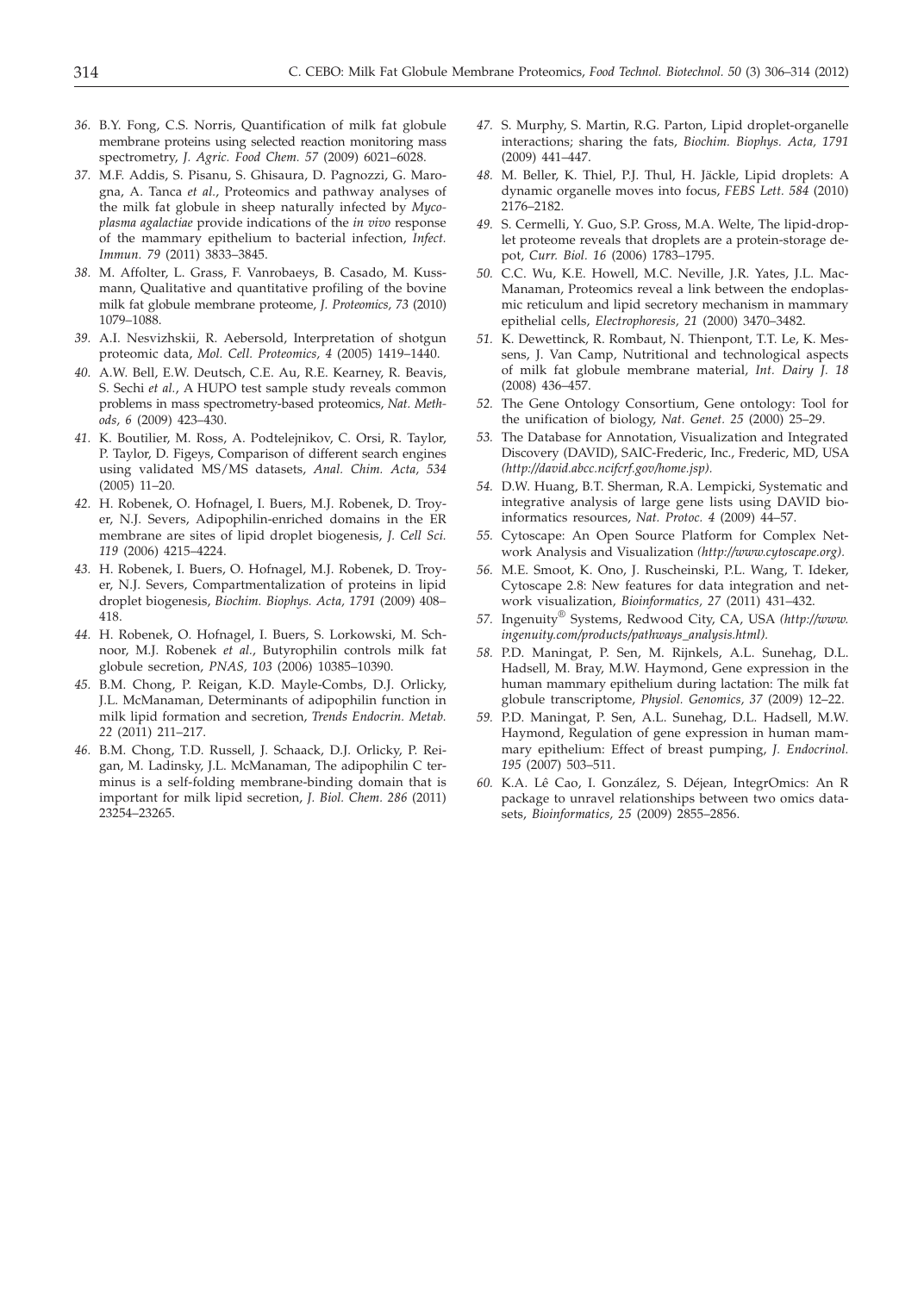36. B.Y. Fong, C.S. Norris, Quantification of milk fat globule membrane proteins using selected reaction monitoring mass spectrometry, *J. Agric. Food Chem. 57* (2009) 6021–6028.

37. M.F. Addis, S. Pisanu, S. Ghisaura, D. Pagnozzi, G. Marogna, A. Tanca *et al.*, Proteomics and pathway analyses of the milk fat globule in sheep naturally infected by *Mycoplasma agalactiae* provide indications of the *in vivo* response of the mammary epithelium to bacterial infection, *Infect. Immun. 79* (2011) 3833–3845.

38. M. Affolter, L. Grass, F. Vanrobaeys, B. Casado, M. Kussmann, Qualitative and quantitative profiling of the bovine milk fat globule membrane proteome, *J. Proteomics, 73* (2010) 1079–1088.

39. A.I. Nesvizhskii, R. Aebersold, Interpretation of shotgun proteomic data, *Mol. Cell. Proteomics, 4* (2005) 1419–1440.

40. A.W. Bell, E.W. Deutsch, C.E. Au, R.E. Kearney, R. Beavis, S. Sechi *et al.*, A HUPO test sample study reveals common problems in mass spectrometry-based proteomics, *Nat. Methods, 6* (2009) 423–430.

41. K. Boutilier, M. Ross, A. Podtelejnikov, C. Orsi, R. Taylor, P. Taylor, D. Figeys, Comparison of different search engines using validated MS/MS datasets, *Anal. Chim. Acta, 534* (2005) 11–20.

42. H. Robenek, O. Hofnagel, I. Buers, M.J. Robenek, D. Troyer, N.J. Severs, Adipophilin-enriched domains in the ER membrane are sites of lipid droplet biogenesis, *J. Cell Sci. 119* (2006) 4215–4224.

43. H. Robenek, I. Buers, O. Hofnagel, M.J. Robenek, D. Troyer, N.J. Severs, Compartmentalization of proteins in lipid droplet biogenesis, *Biochim. Biophys. Acta, 1791* (2009) 408–418.

44. H. Robenek, O. Hofnagel, I. Buers, S. Lorkowski, M. Schnoor, M.J. Robenek *et al.*, Butyrophilin controls milk fat globule secretion, *PNAS, 103* (2006) 10385–10390.

45. B.M. Chong, P. Reigan, K.D. Mayle-Combs, D.J. Orlicky, J.L. McManaman, Determinants of adipophilin function in milk lipid formation and secretion, *Trends Endocrin. Metab. 22* (2011) 211–217.

46. B.M. Chong, T.D. Russell, J. Schaack, D.J. Orlicky, P. Reigan, M. Ladinsky, J.L. McManaman, The adipophilin C terminus is a self-folding membrane-binding domain that is important for milk lipid secretion, *J. Biol. Chem. 286* (2011) 23254–23265.

47. S. Murphy, S. Martin, R.G. Parton, Lipid droplet-organelle interactions; sharing the fats, *Biochim. Biophys. Acta, 1791* (2009) 441–447.

48. M. Beller, K. Thiel, P.J. Thul, H. Jäckle, Lipid droplets: A dynamic organelle moves into focus, *FEBS Lett. 584* (2010) 2176–2182.

49. S. Cermelli, Y. Guo, S.P. Gross, M.A. Welte, The lipid-droplet proteome reveals that droplets are a protein-storage depot, *Curr. Biol. 16* (2006) 1783–1795.

50. C.C. Wu, K.E. Howell, M.C. Neville, J.R. Yates, J.L. MacManaman, Proteomics reveal a link between the endoplasmic reticulum and lipid secretory mechanism in mammary epithelial cells, *Electrophoresis, 21* (2000) 3470–3482.

51. K. Dewettinck, R. Rombaut, N. Thienpont, T.T. Le, K. Messens, J. Van Camp, Nutritional and technological aspects of milk fat globule membrane material, *Int. Dairy J. 18* (2008) 436–457.

52. The Gene Ontology Consortium, Gene ontology: Tool for the unification of biology, *Nat. Genet. 25* (2000) 25–29.

53. The Database for Annotation, Visualization and Integrated Discovery (DAVID), SAIC-Frederic, Inc., Frederic, MD, USA *(http://david.abcc.ncifcrf.gov/home.jsp)*.

54. D.W. Huang, B.T. Sherman, R.A. Lempicki, Systematic and integrative analysis of large gene lists using DAVID bioinformatics resources, *Nat. Protoc. 4* (2009) 44–57.

55. Cytoscape: An Open Source Platform for Complex Network Analysis and Visualization *(http://www.cytoscape.org)*.

56. M.E. Smoot, K. Ono, J. Ruscheinski, P.L. Wang, T. Ideker, Cytoscape 2.8: New features for data integration and network visualization, *Bioinformatics, 27* (2011) 431–432.

57. Ingenuity® Systems, Redwood City, CA, USA *(http://www.ingenuity.com/products/pathways_analysis.html)*.

58. P.D. Maningat, P. Sen, M. Rijnkels, A.L. Sunehag, D.L. Hadsell, M. Bray, M.W. Haymond, Gene expression in the human mammary epithelium during lactation: The milk fat globule transcriptome, *Physiol. Genomics, 37* (2009) 12–22.

59. P.D. Maningat, P. Sen, A.L. Sunehag, D.L. Hadsell, M.W. Haymond, Regulation of gene expression in human mammary epithelium: Effect of breast pumping, *J. Endocrinol. 195* (2007) 503–511.

60. K.A. Lê Cao, I. González, S. Déjean, IntegrOmics: An R package to unravel relationships between two omics datasets, *Bioinformatics, 25* (2009) 2855–2856.